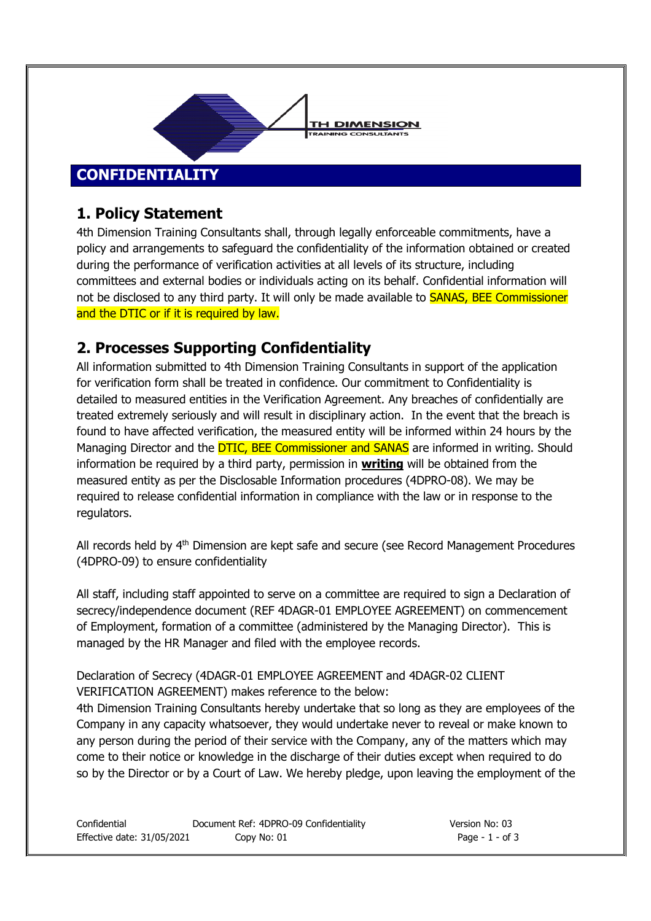# CONFIDENTIALITY

## 1. Policy Statement

4th Dimension Training Consultants shall, through legally enforceable commitments, have a policy and arrangements to safeguard the confidentiality of the information obtained or created during the performance of verification activities at all levels of its structure, including committees and external bodies or individuals acting on its behalf. Confidential information will not be disclosed to any third party. It will only be made available to SANAS, BEE Commissioner and the DTIC or if it is required by law.

## 2. Processes Supporting Confidentiality

All information submitted to 4th Dimension Training Consultants in support of the application for verification form shall be treated in confidence. Our commitment to Confidentiality is detailed to measured entities in the Verification Agreement. Any breaches of confidentially are treated extremely seriously and will result in disciplinary action. In the event that the breach is found to have affected verification, the measured entity will be informed within 24 hours by the Managing Director and the DTIC, BEE Commissioner and SANAS are informed in writing. Should information be required by a third party, permission in **writing** will be obtained from the measured entity as per the Disclosable Information procedures (4DPRO-08). We may be required to release confidential information in compliance with the law or in response to the regulators.

All records held by 4th Dimension are kept safe and secure (see Record Management Procedures (4DPRO-09) to ensure confidentiality

All staff, including staff appointed to serve on a committee are required to sign a Declaration of secrecy/independence document (REF 4DAGR-01 EMPLOYEE AGREEMENT) on commencement of Employment, formation of a committee (administered by the Managing Director). This is managed by the HR Manager and filed with the employee records.

Declaration of Secrecy (4DAGR-01 EMPLOYEE AGREEMENT and 4DAGR-02 CLIENT VERIFICATION AGREEMENT) makes reference to the below:
4th Dimension Training Consultants hereby undertake that so long as they are employees of the Company in any capacity whatsoever, they would undertake never to reveal or make known to any person during the period of their service with the Company, any of the matters which may come to their notice or knowledge in the discharge of their duties except when required to do so by the Director or by a Court of Law. We hereby pledge, upon leaving the employment of the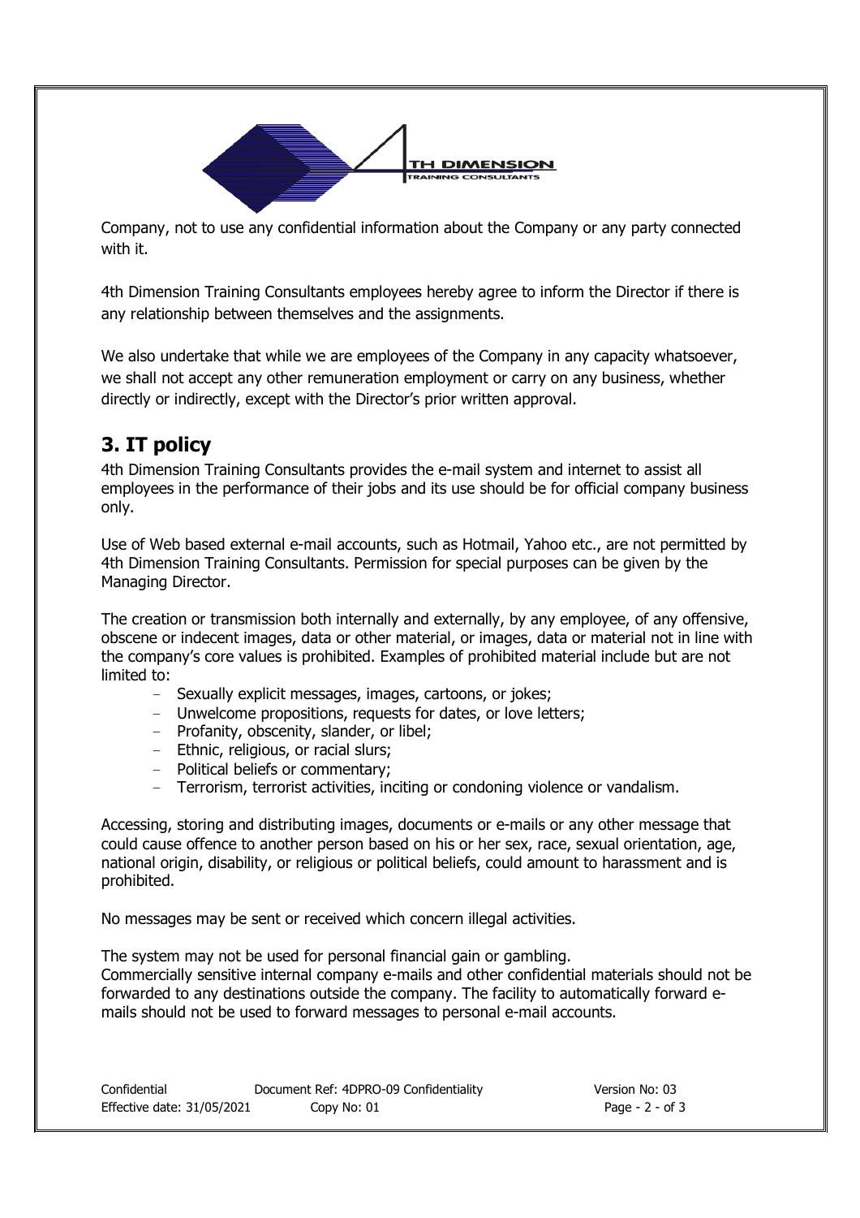Company, not to use any confidential information about the Company or any party connected with it.

4th Dimension Training Consultants employees hereby agree to inform the Director if there is any relationship between themselves and the assignments.

We also undertake that while we are employees of the Company in any capacity whatsoever, we shall not accept any other remuneration employment or carry on any business, whether directly or indirectly, except with the Director's prior written approval.

## 3. IT policy

4th Dimension Training Consultants provides the e-mail system and internet to assist all employees in the performance of their jobs and its use should be for official company business only.

Use of Web based external e-mail accounts, such as Hotmail, Yahoo etc., are not permitted by 4th Dimension Training Consultants. Permission for special purposes can be given by the Managing Director.

The creation or transmission both internally and externally, by any employee, of any offensive, obscene or indecent images, data or other material, or images, data or material not in line with the company's core values is prohibited. Examples of prohibited material include but are not limited to:

- Sexually explicit messages, images, cartoons, or jokes;
- Unwelcome propositions, requests for dates, or love letters;
- Profanity, obscenity, slander, or libel;
- Ethnic, religious, or racial slurs;
- Political beliefs or commentary;
- Terrorism, terrorist activities, inciting or condoning violence or vandalism.

Accessing, storing and distributing images, documents or e-mails or any other message that could cause offence to another person based on his or her sex, race, sexual orientation, age, national origin, disability, or religious or political beliefs, could amount to harassment and is prohibited.

No messages may be sent or received which concern illegal activities.

The system may not be used for personal financial gain or gambling.
Commercially sensitive internal company e-mails and other confidential materials should not be forwarded to any destinations outside the company. The facility to automatically forward e-mails should not be used to forward messages to personal e-mail accounts.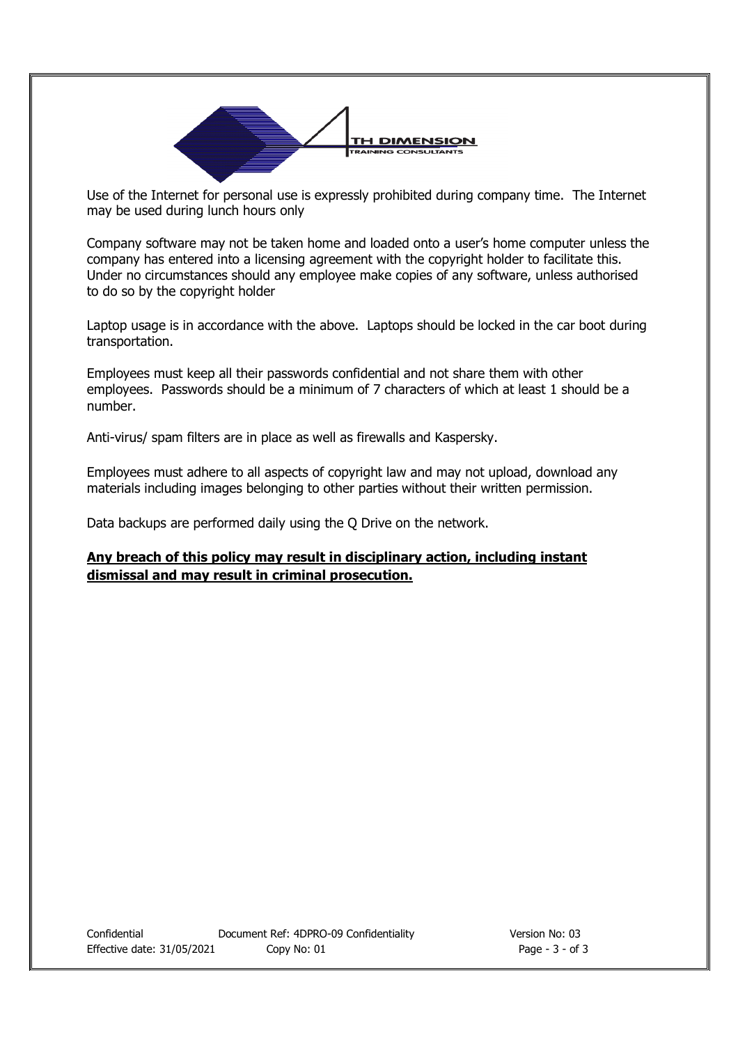Use of the Internet for personal use is expressly prohibited during company time. The Internet may be used during lunch hours only

Company software may not be taken home and loaded onto a user's home computer unless the company has entered into a licensing agreement with the copyright holder to facilitate this. Under no circumstances should any employee make copies of any software, unless authorised to do so by the copyright holder

Laptop usage is in accordance with the above. Laptops should be locked in the car boot during transportation.

Employees must keep all their passwords confidential and not share them with other employees. Passwords should be a minimum of 7 characters of which at least 1 should be a number.

Anti-virus/ spam filters are in place as well as firewalls and Kaspersky.

Employees must adhere to all aspects of copyright law and may not upload, download any materials including images belonging to other parties without their written permission.

Data backups are performed daily using the Q Drive on the network.

**<u>Any breach of this policy may result in disciplinary action, including instant dismissal and may result in criminal prosecution.</u>**